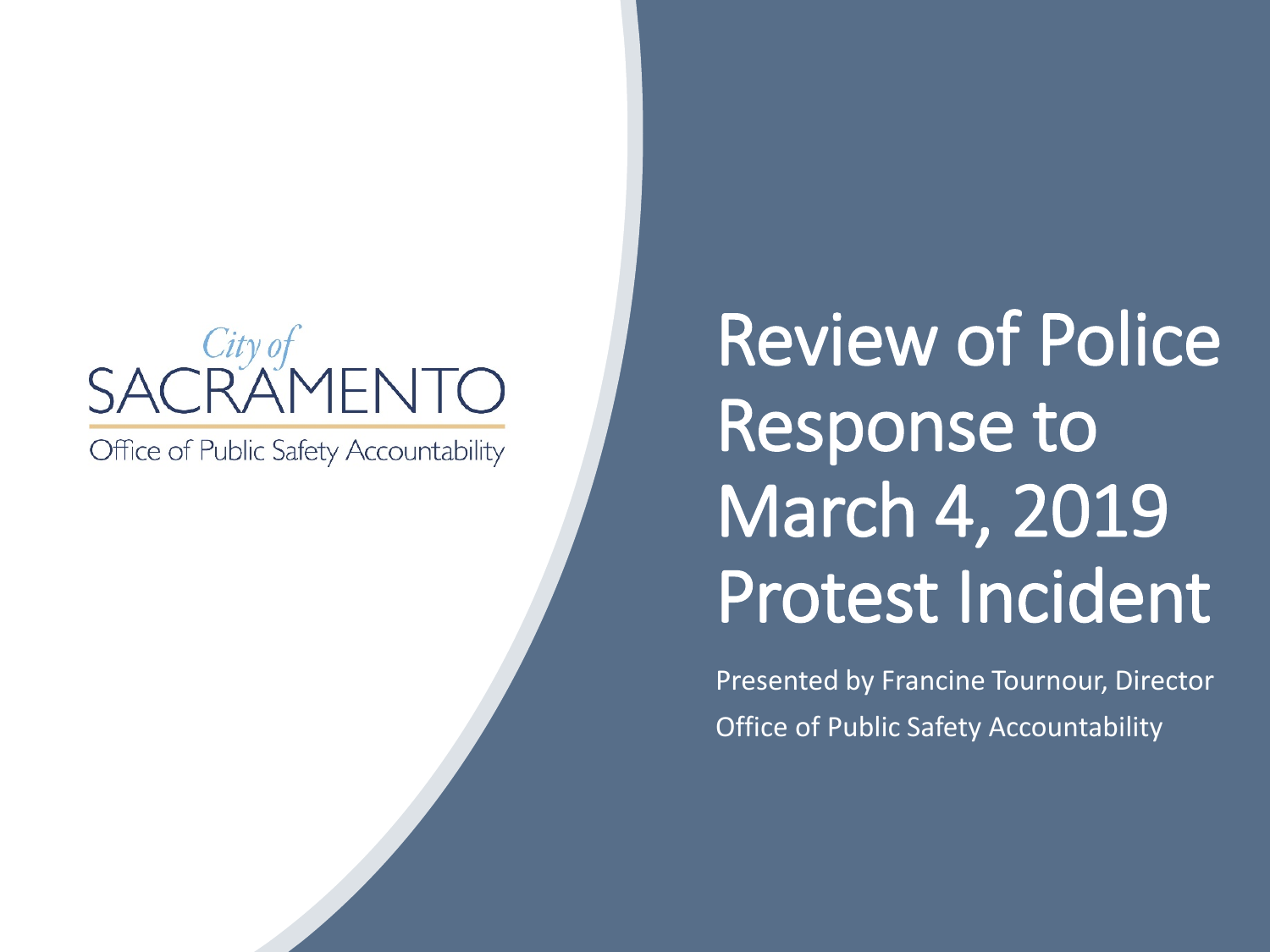City of
SACRAMENTO
Office of Public Safety Accountability

# Review of Police Response to March 4, 2019 Protest Incident

Presented by Francine Tournour, Director

Office of Public Safety Accountability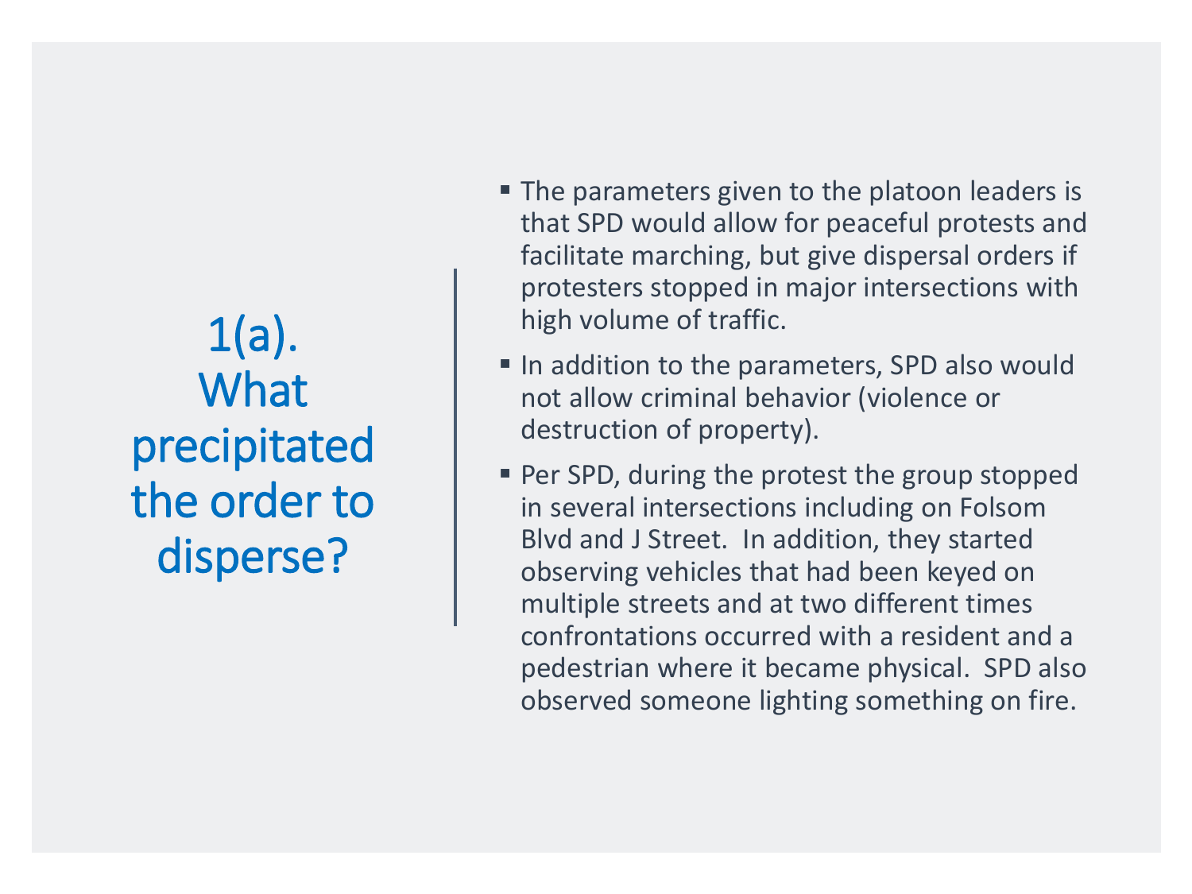# 1(a). What precipitated the order to disperse?

- The parameters given to the platoon leaders is that SPD would allow for peaceful protests and facilitate marching, but give dispersal orders if protesters stopped in major intersections with high volume of traffic.
- In addition to the parameters, SPD also would not allow criminal behavior (violence or destruction of property).
- Per SPD, during the protest the group stopped in several intersections including on Folsom Blvd and J Street. In addition, they started observing vehicles that had been keyed on multiple streets and at two different times confrontations occurred with a resident and a pedestrian where it became physical. SPD also observed someone lighting something on fire.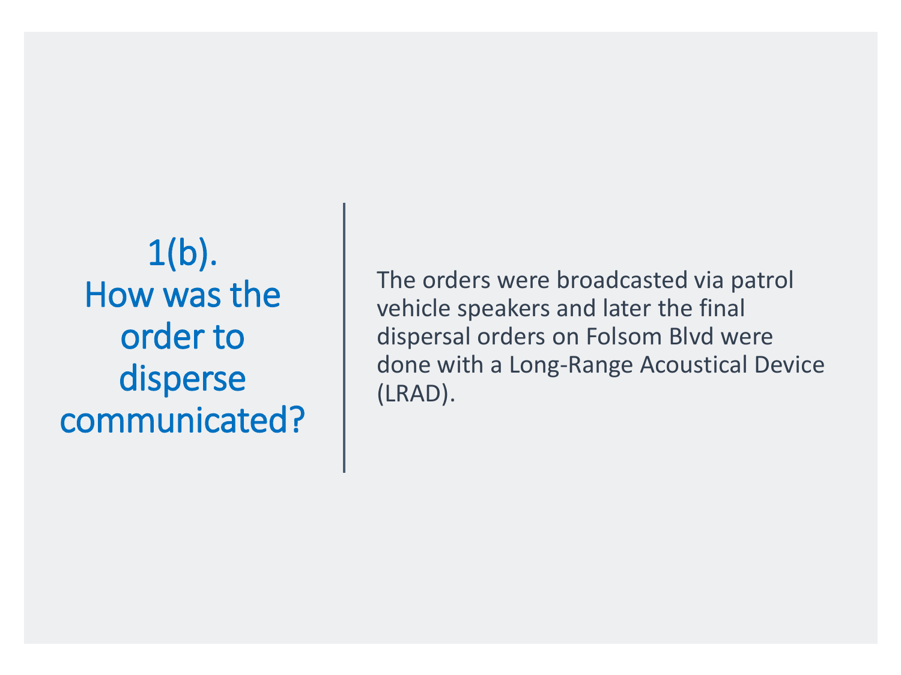## 1(b). How was the order to disperse communicated?

The orders were broadcasted via patrol vehicle speakers and later the final dispersal orders on Folsom Blvd were done with a Long-Range Acoustical Device (LRAD).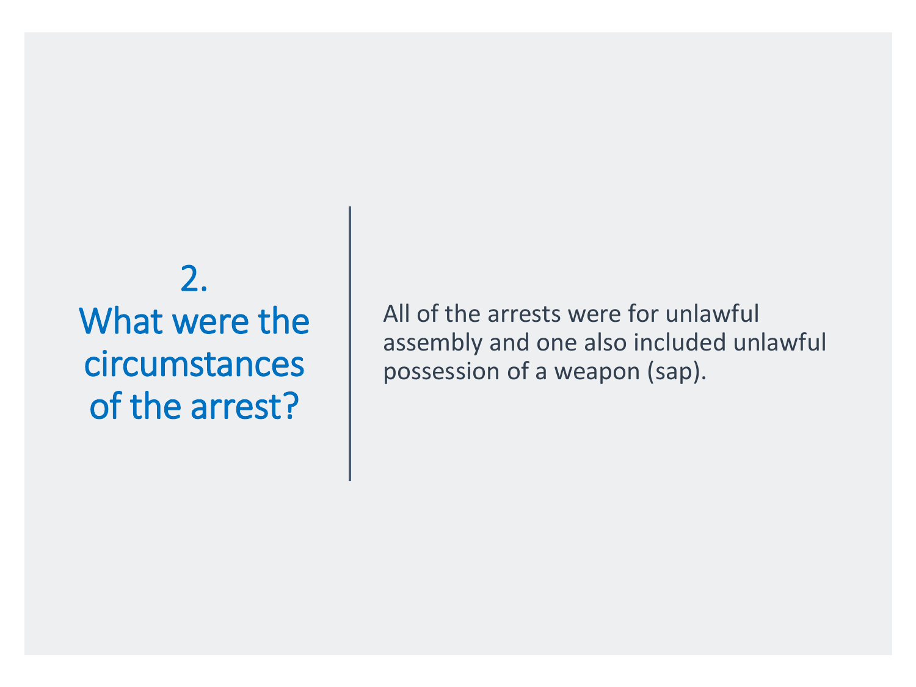## 2. What were the circumstances of the arrest?

All of the arrests were for unlawful assembly and one also included unlawful possession of a weapon (sap).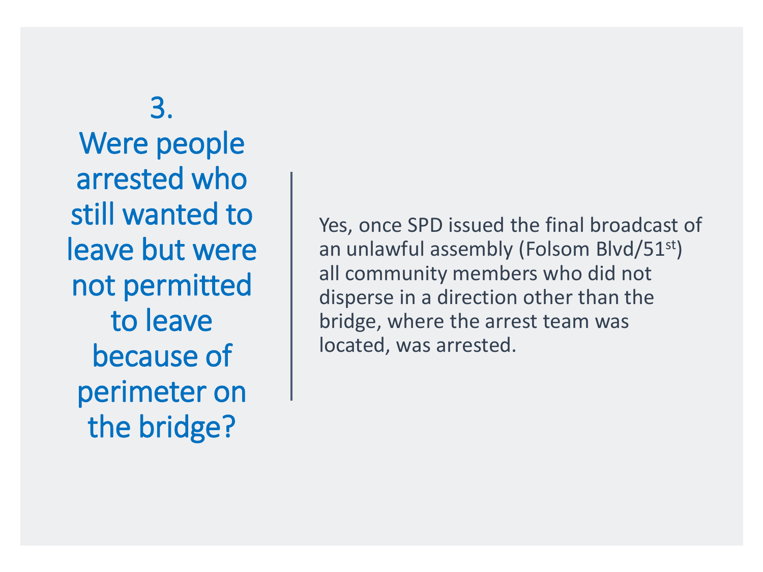## 3. Were people arrested who still wanted to leave but were not permitted to leave because of perimeter on the bridge?

Yes, once SPD issued the final broadcast of an unlawful assembly (Folsom Blvd/51st) all community members who did not disperse in a direction other than the bridge, where the arrest team was located, was arrested.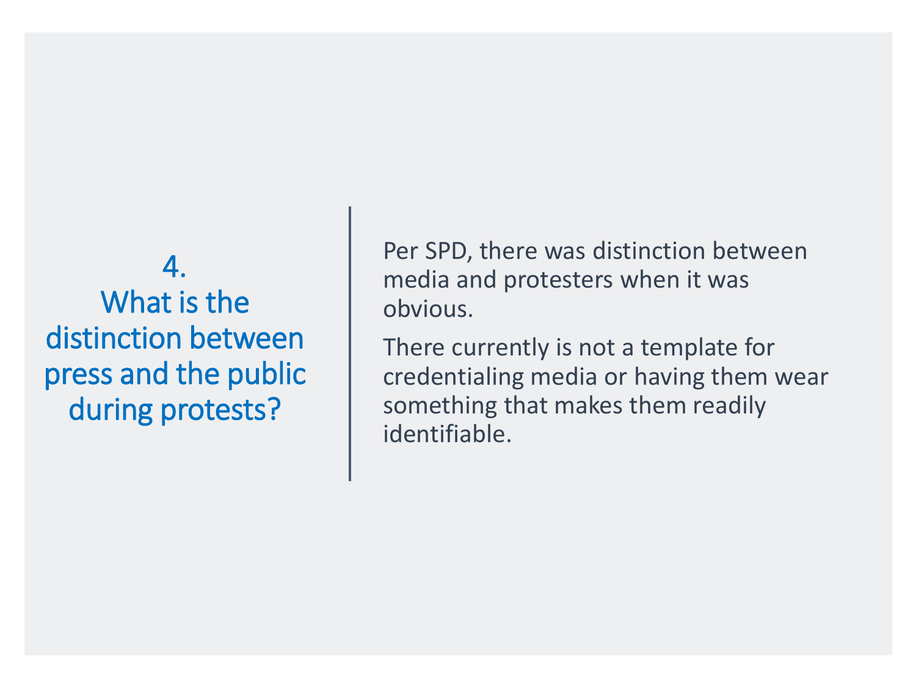## 4. What is the distinction between press and the public during protests?

Per SPD, there was distinction between media and protesters when it was obvious.

There currently is not a template for credentialing media or having them wear something that makes them readily identifiable.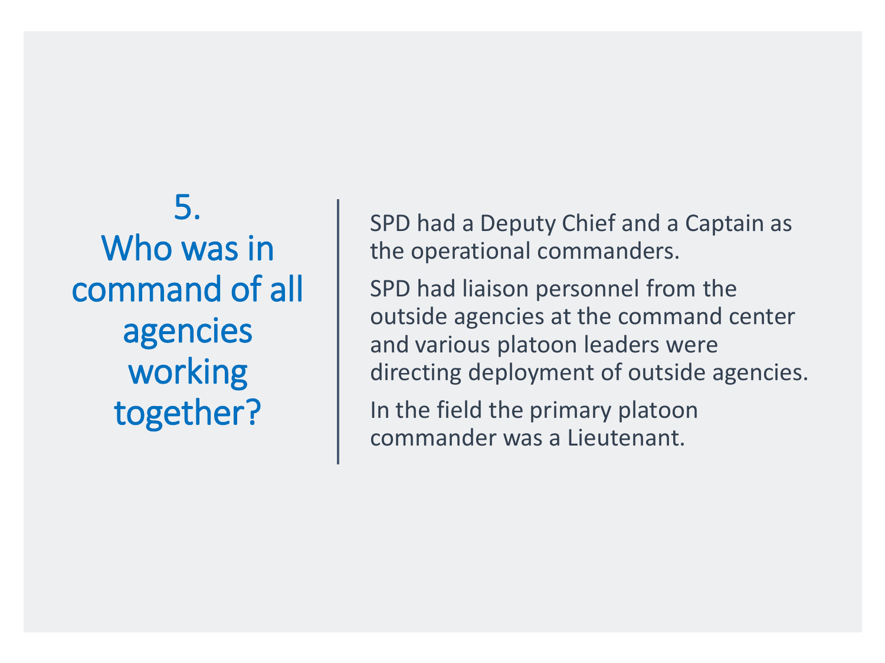## 5. Who was in command of all agencies working together?

SPD had a Deputy Chief and a Captain as the operational commanders.

SPD had liaison personnel from the outside agencies at the command center and various platoon leaders were directing deployment of outside agencies.

In the field the primary platoon commander was a Lieutenant.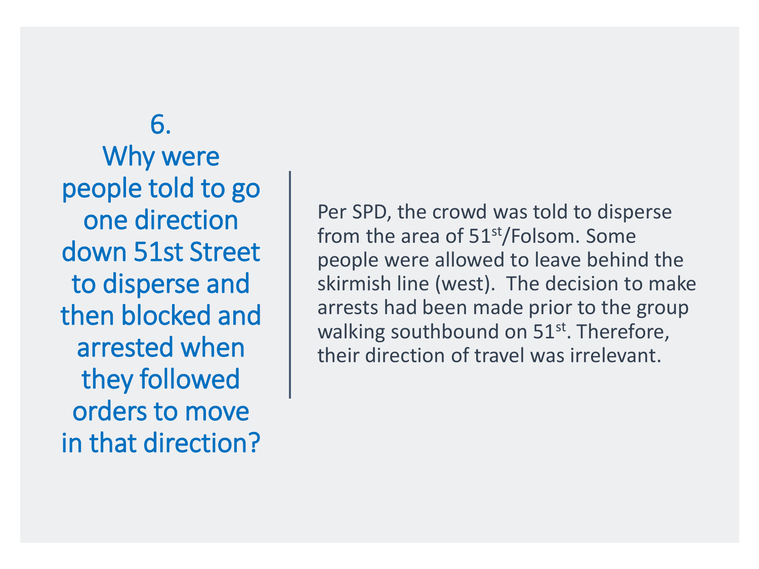## 6. Why were people told to go one direction down 51st Street to disperse and then blocked and arrested when they followed orders to move in that direction?

Per SPD, the crowd was told to disperse from the area of 51st/Folsom. Some people were allowed to leave behind the skirmish line (west). The decision to make arrests had been made prior to the group walking southbound on 51st. Therefore, their direction of travel was irrelevant.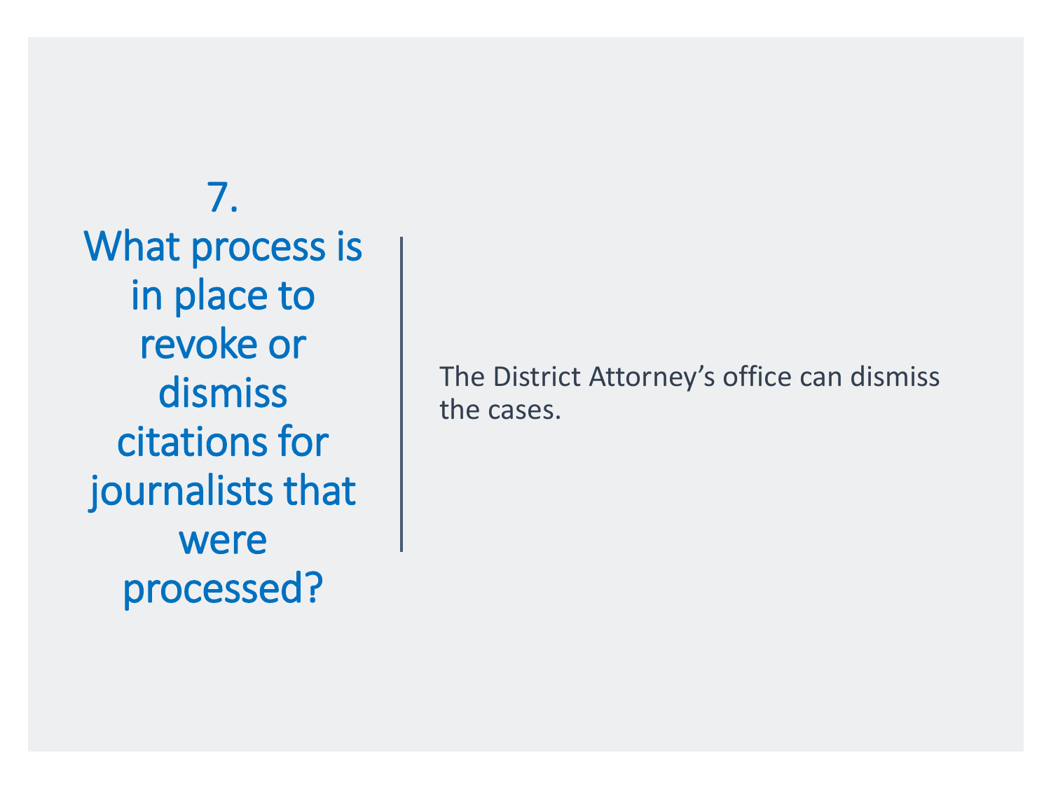## 7. What process is in place to revoke or dismiss citations for journalists that were processed?

The District Attorney’s office can dismiss the cases.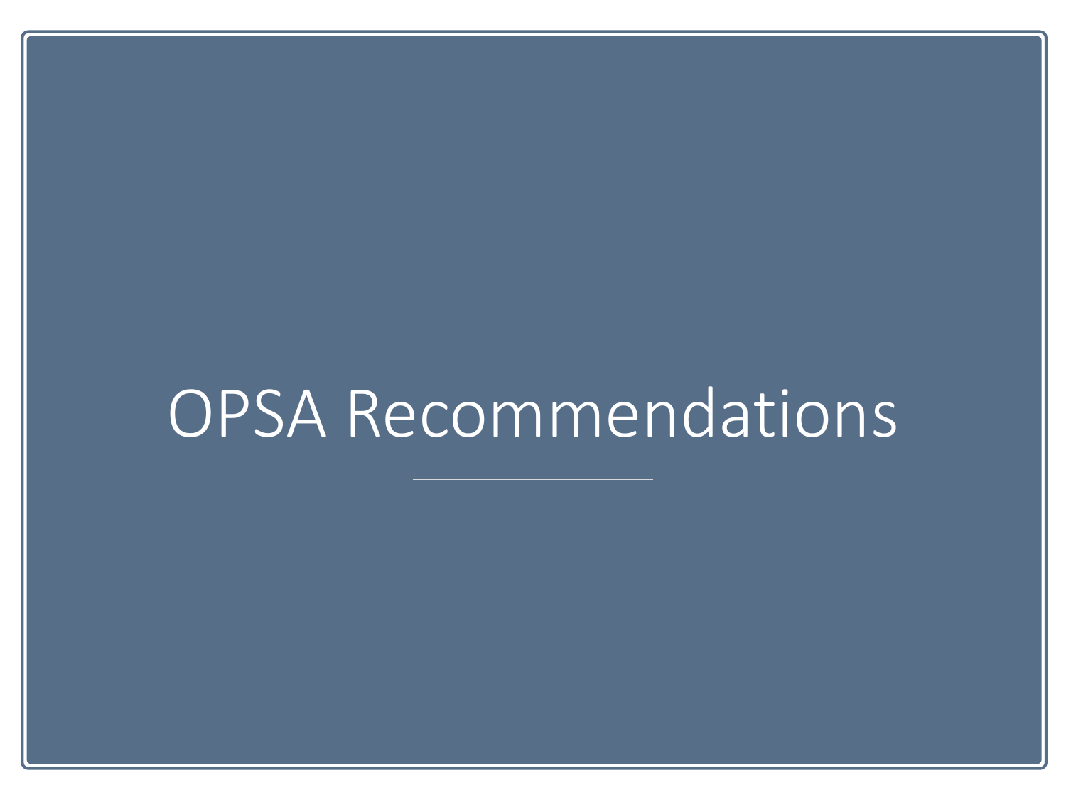# OPSA Recommendations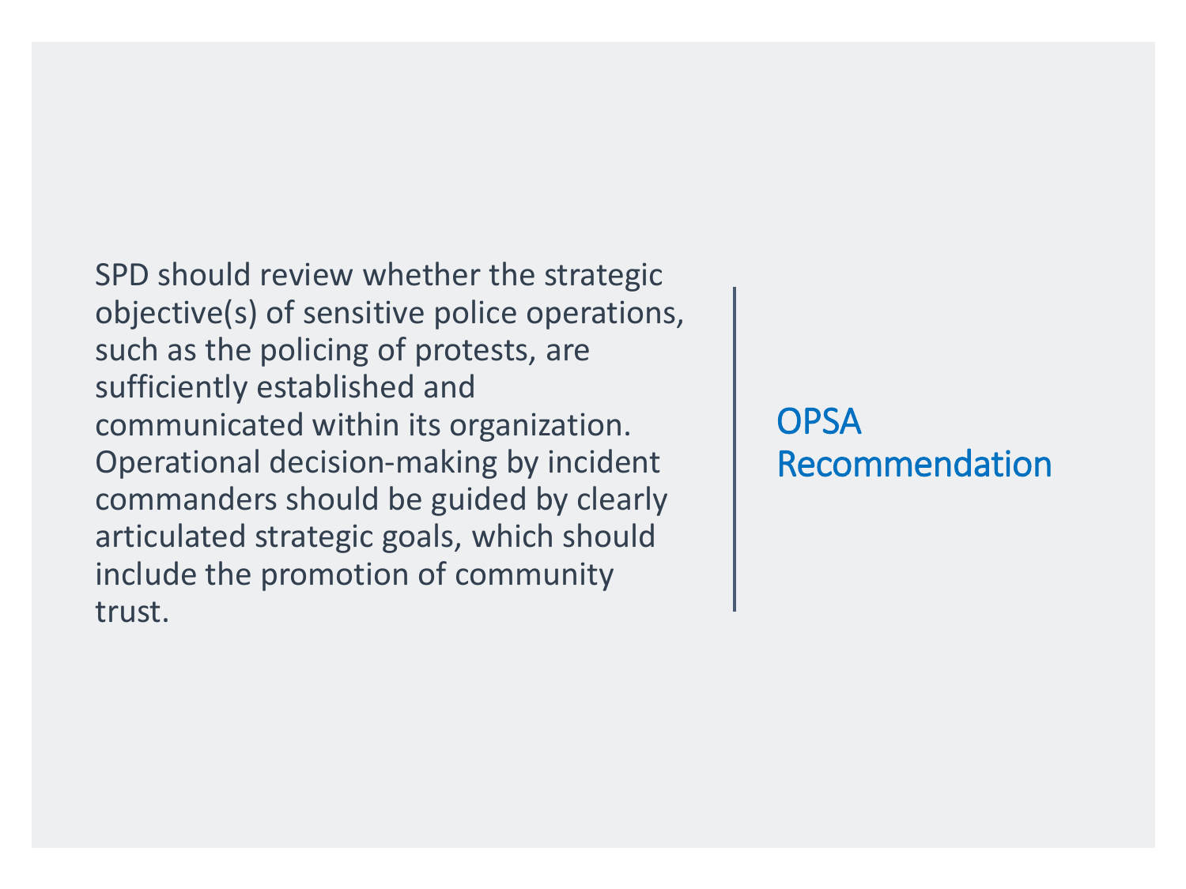## OPSA Recommendation

SPD should review whether the strategic objective(s) of sensitive police operations, such as the policing of protests, are sufficiently established and communicated within its organization. Operational decision-making by incident commanders should be guided by clearly articulated strategic goals, which should include the promotion of community trust.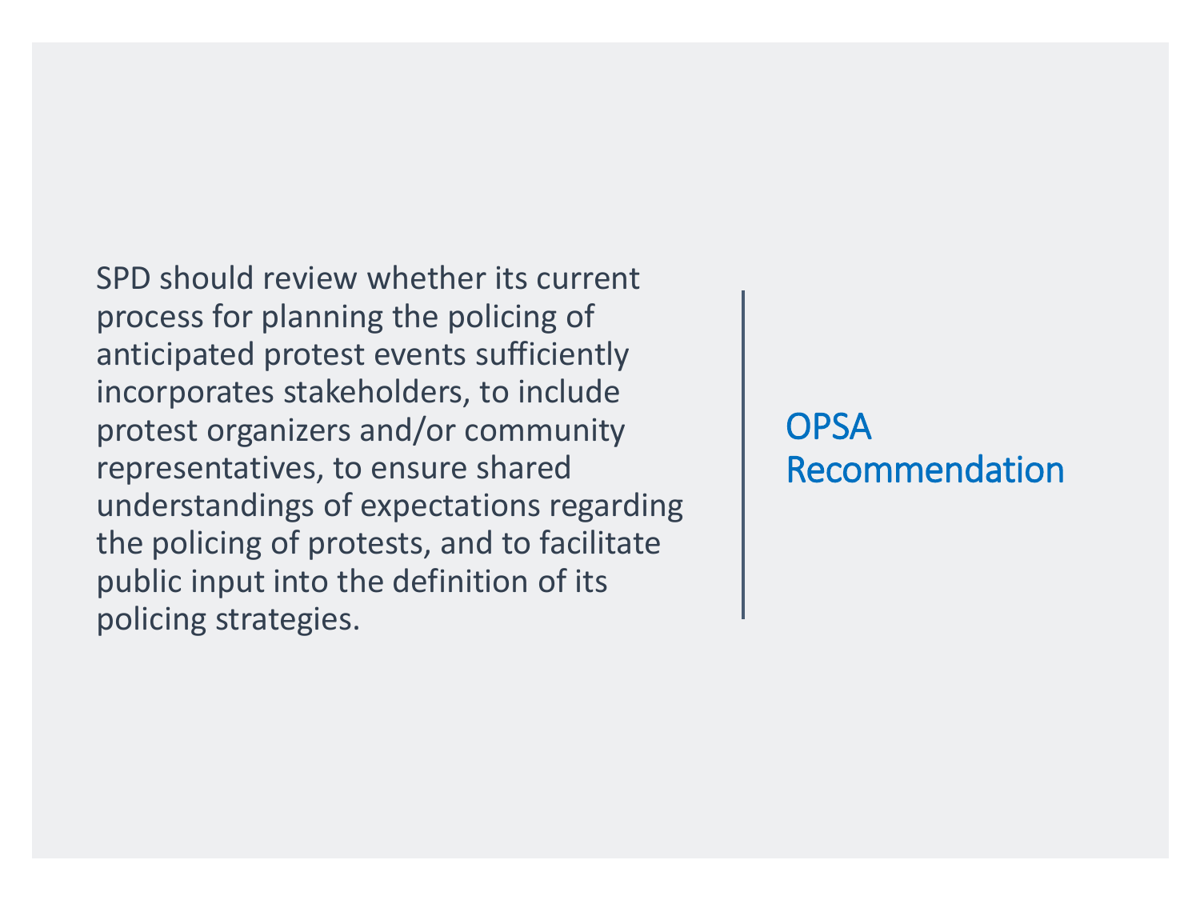SPD should review whether its current process for planning the policing of anticipated protest events sufficiently incorporates stakeholders, to include protest organizers and/or community representatives, to ensure shared understandings of expectations regarding the policing of protests, and to facilitate public input into the definition of its policing strategies.

## OPSA Recommendation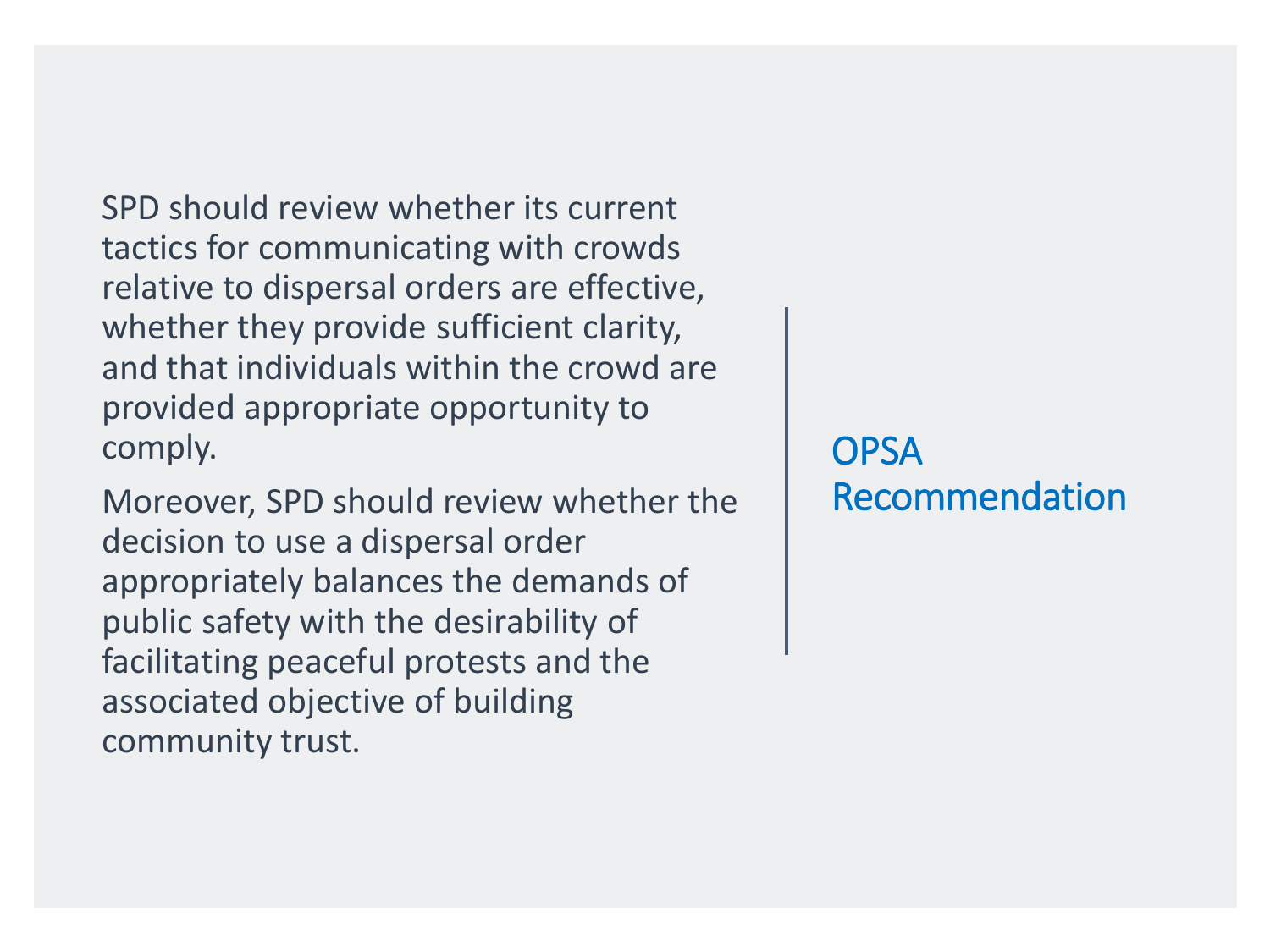## OPSA Recommendation

SPD should review whether its current tactics for communicating with crowds relative to dispersal orders are effective, whether they provide sufficient clarity, and that individuals within the crowd are provided appropriate opportunity to comply.

Moreover, SPD should review whether the decision to use a dispersal order appropriately balances the demands of public safety with the desirability of facilitating peaceful protests and the associated objective of building community trust.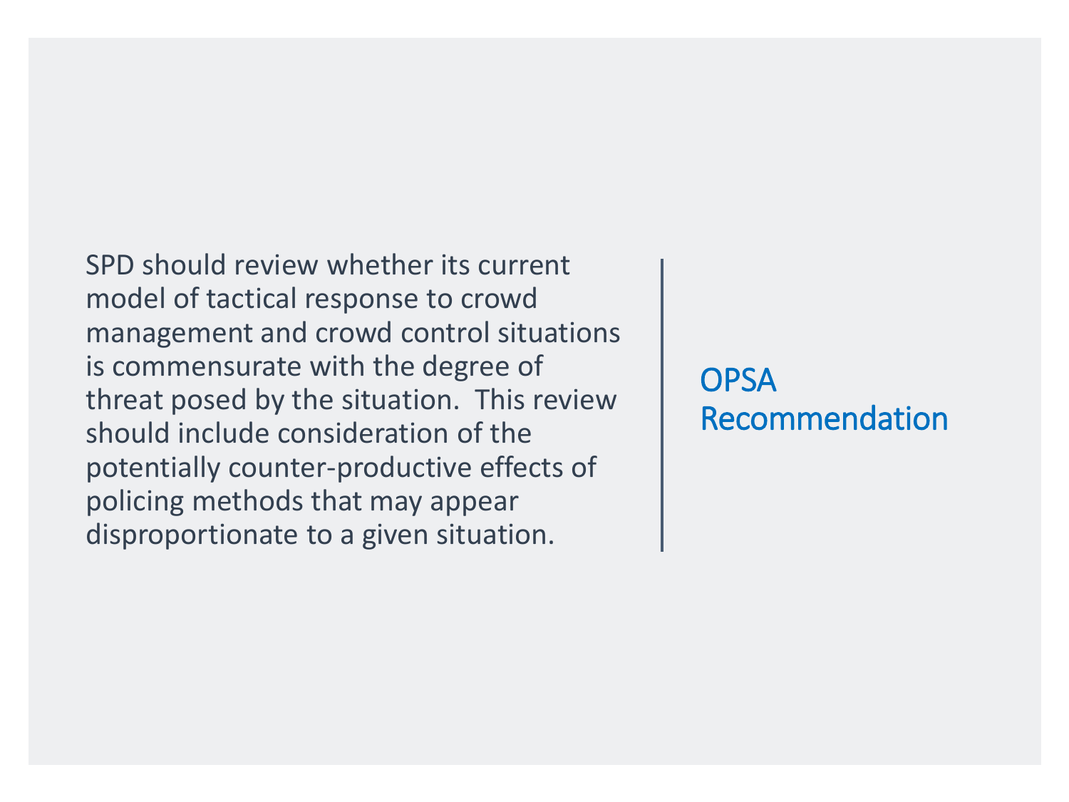## OPSA Recommendation

SPD should review whether its current model of tactical response to crowd management and crowd control situations is commensurate with the degree of threat posed by the situation. This review should include consideration of the potentially counter-productive effects of policing methods that may appear disproportionate to a given situation.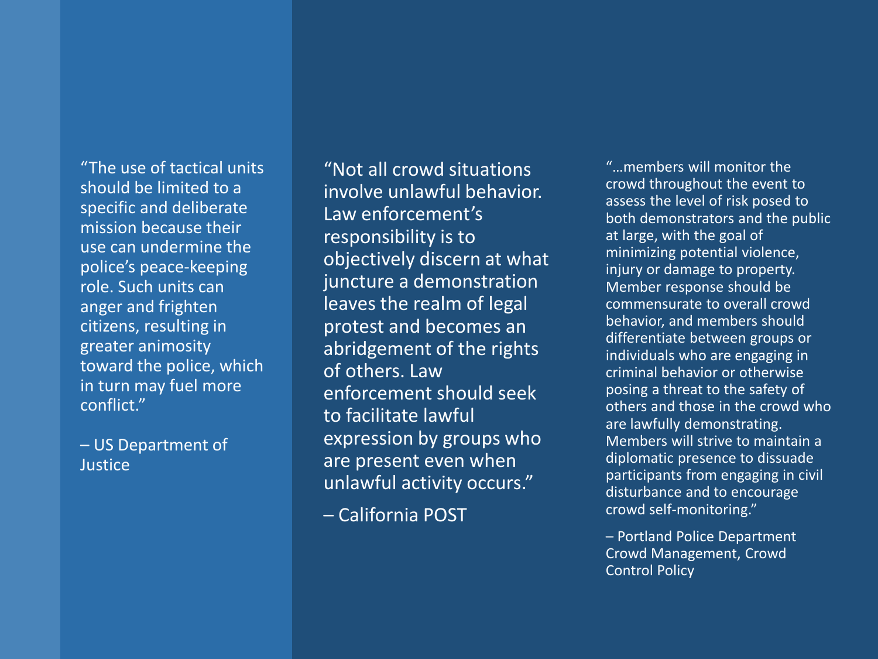“The use of tactical units should be limited to a specific and deliberate mission because their use can undermine the police’s peace-keeping role. Such units can anger and frighten citizens, resulting in greater animosity toward the police, which in turn may fuel more conflict.”

– US Department of Justice

“Not all crowd situations involve unlawful behavior. Law enforcement’s responsibility is to objectively discern at what juncture a demonstration leaves the realm of legal protest and becomes an abridgement of the rights of others. Law enforcement should seek to facilitate lawful expression by groups who are present even when unlawful activity occurs.”

– California POST

“…members will monitor the crowd throughout the event to assess the level of risk posed to both demonstrators and the public at large, with the goal of minimizing potential violence, injury or damage to property. Member response should be commensurate to overall crowd behavior, and members should differentiate between groups or individuals who are engaging in criminal behavior or otherwise posing a threat to the safety of others and those in the crowd who are lawfully demonstrating. Members will strive to maintain a diplomatic presence to dissuade participants from engaging in civil disturbance and to encourage crowd self-monitoring.”

– Portland Police Department Crowd Management, Crowd Control Policy